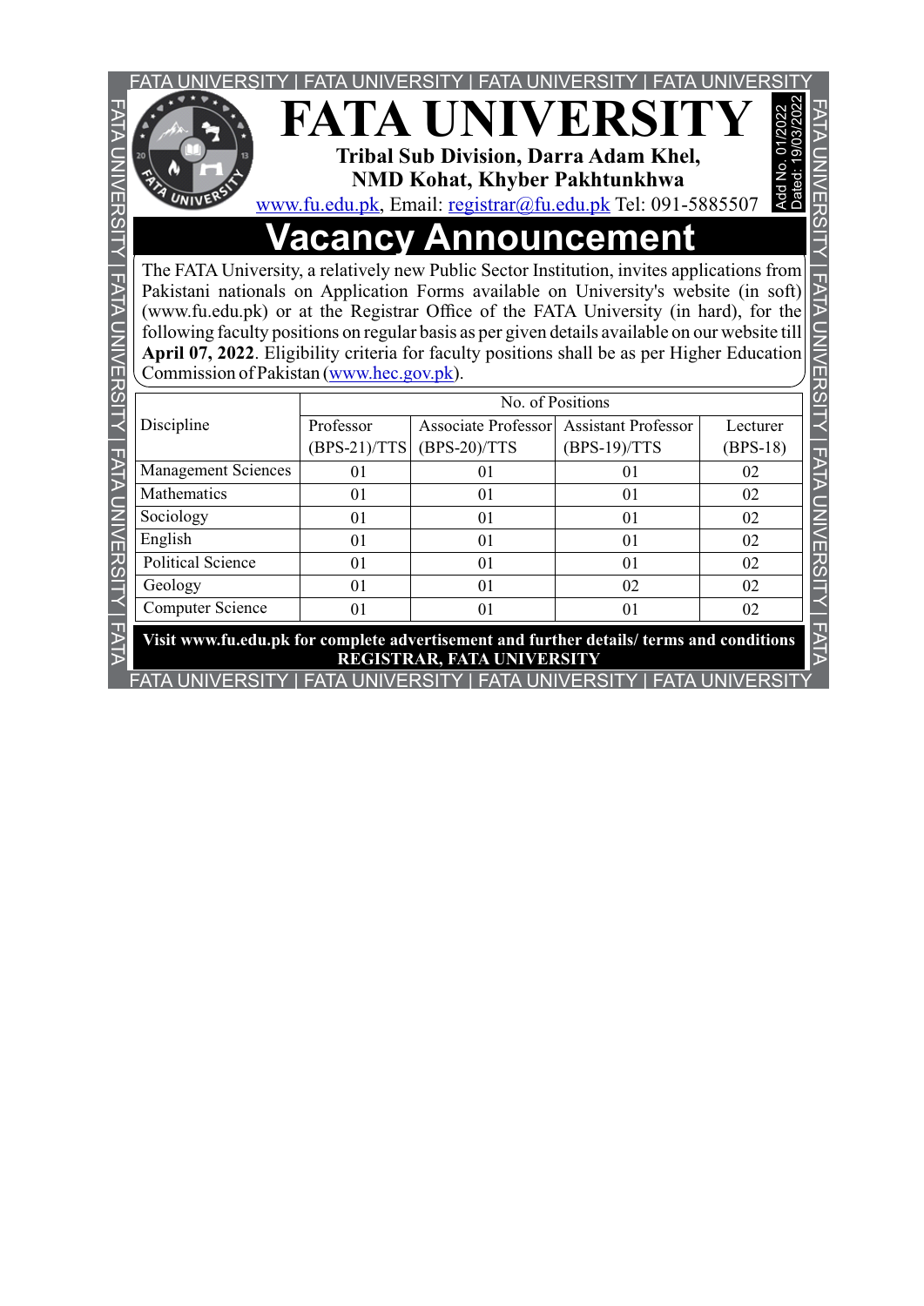# FATA UNIVERSITY

**Tribal Sub Division, Darra Adam Khel,**
**NMD Kohat, Khyber Pakhtunkhwa**

www.fu.edu.pk, Email: registrar@fu.edu.pk Tel: 091-5885507

Add No. 01/2022
Dated: 19/03/2022

## Vacancy Announcement

The FATA University, a relatively new Public Sector Institution, invites applications from Pakistani nationals on Application Forms available on University's website (in soft) (www.fu.edu.pk) or at the Registrar Office of the FATA University (in hard), for the following faculty positions on regular basis as per given details available on our website till **April 07, 2022**. Eligibility criteria for faculty positions shall be as per Higher Education Commission of Pakistan (www.hec.gov.pk).

| Discipline | No. of Positions | | | |
|---|---|---|---|---|
| | Professor (BPS-21)/TTS | Associate Professor (BPS-20)/TTS | Assistant Professor (BPS-19)/TTS | Lecturer (BPS-18) |
| Management Sciences | 01 | 01 | 01 | 02 |
| Mathematics | 01 | 01 | 01 | 02 |
| Sociology | 01 | 01 | 01 | 02 |
| English | 01 | 01 | 01 | 02 |
| Political Science | 01 | 01 | 01 | 02 |
| Geology | 01 | 01 | 02 | 02 |
| Computer Science | 01 | 01 | 01 | 02 |

**Visit www.fu.edu.pk for complete advertisement and further details/ terms and conditions**

**REGISTRAR, FATA UNIVERSITY**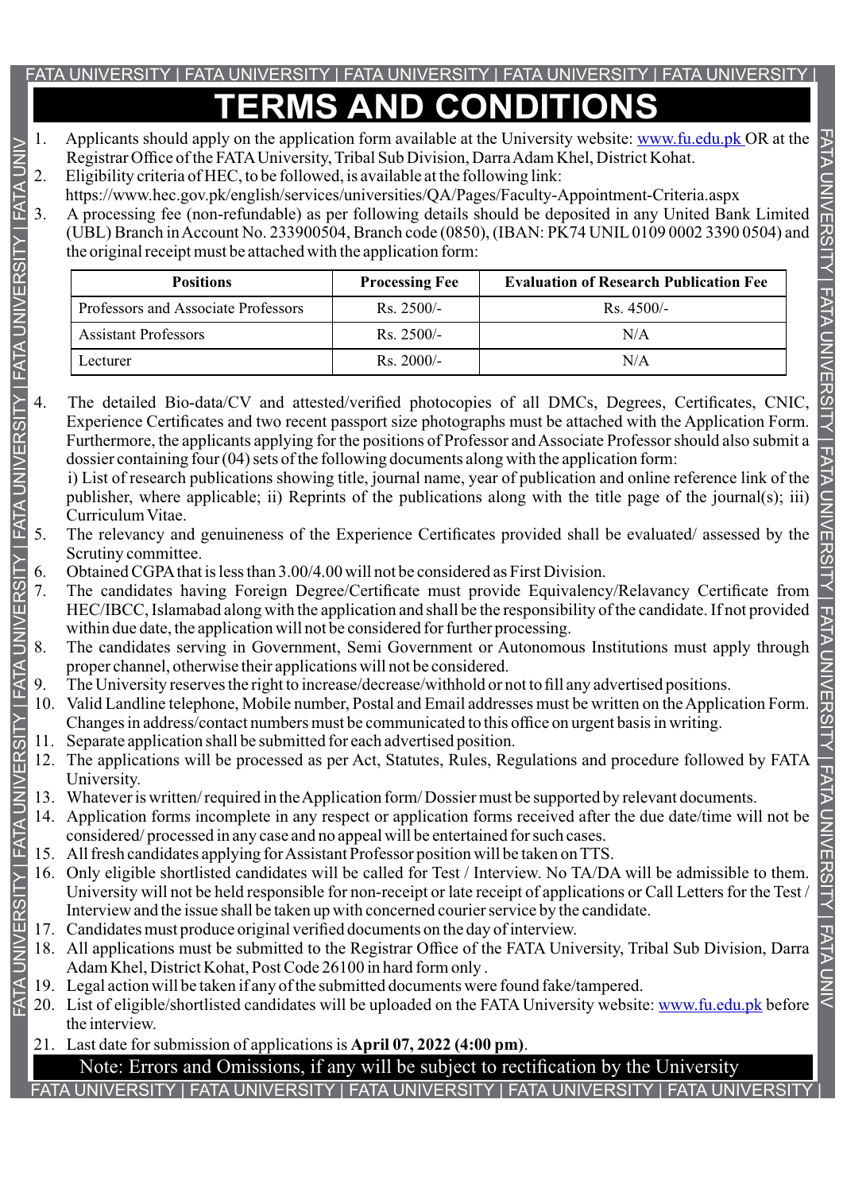# TERMS AND CONDITIONS

1. Applicants should apply on the application form available at the University website: www.fu.edu.pk OR at the Registrar Office of the FATA University, Tribal Sub Division, Darra Adam Khel, District Kohat.
2. Eligibility criteria of HEC, to be followed, is available at the following link: https://www.hec.gov.pk/english/services/universities/QA/Pages/Faculty-Appointment-Criteria.aspx
3. A processing fee (non-refundable) as per following details should be deposited in any United Bank Limited (UBL) Branch in Account No. 233900504, Branch code (0850), (IBAN: PK74 UNIL 0109 0002 3390 0504) and the original receipt must be attached with the application form:

| Positions | Processing Fee | Evaluation of Research Publication Fee |
|---|---|---|
| Professors and Associate Professors | Rs. 2500/- | Rs. 4500/- |
| Assistant Professors | Rs. 2500/- | N/A |
| Lecturer | Rs. 2000/- | N/A |

4. The detailed Bio-data/CV and attested/verified photocopies of all DMCs, Degrees, Certificates, CNIC, Experience Certificates and two recent passport size photographs must be attached with the Application Form. Furthermore, the applicants applying for the positions of Professor and Associate Professor should also submit a dossier containing four (04) sets of the following documents along with the application form:
   i) List of research publications showing title, journal name, year of publication and online reference link of the publisher, where applicable; ii) Reprints of the publications along with the title page of the journal(s); iii) Curriculum Vitae.
5. The relevancy and genuineness of the Experience Certificates provided shall be evaluated/ assessed by the Scrutiny committee.
6. Obtained CGPA that is less than 3.00/4.00 will not be considered as First Division.
7. The candidates having Foreign Degree/Certificate must provide Equivalency/Relavancy Certificate from HEC/IBCC, Islamabad along with the application and shall be the responsibility of the candidate. If not provided within due date, the application will not be considered for further processing.
8. The candidates serving in Government, Semi Government or Autonomous Institutions must apply through proper channel, otherwise their applications will not be considered.
9. The University reserves the right to increase/decrease/withhold or not to fill any advertised positions.
10. Valid Landline telephone, Mobile number, Postal and Email addresses must be written on the Application Form. Changes in address/contact numbers must be communicated to this office on urgent basis in writing.
11. Separate application shall be submitted for each advertised position.
12. The applications will be processed as per Act, Statutes, Rules, Regulations and procedure followed by FATA University.
13. Whatever is written/ required in the Application form/ Dossier must be supported by relevant documents.
14. Application forms incomplete in any respect or application forms received after the due date/time will not be considered/ processed in any case and no appeal will be entertained for such cases.
15. All fresh candidates applying for Assistant Professor position will be taken on TTS.
16. Only eligible shortlisted candidates will be called for Test / Interview. No TA/DA will be admissible to them. University will not be held responsible for non-receipt or late receipt of applications or Call Letters for the Test / Interview and the issue shall be taken up with concerned courier service by the candidate.
17. Candidates must produce original verified documents on the day of interview.
18. All applications must be submitted to the Registrar Office of the FATA University, Tribal Sub Division, Darra Adam Khel, District Kohat, Post Code 26100 in hard form only .
19. Legal action will be taken if any of the submitted documents were found fake/tampered.
20. List of eligible/shortlisted candidates will be uploaded on the FATA University website: www.fu.edu.pk before the interview.
21. Last date for submission of applications is **April 07, 2022 (4:00 pm)**.

Note: Errors and Omissions, if any will be subject to rectification by the University